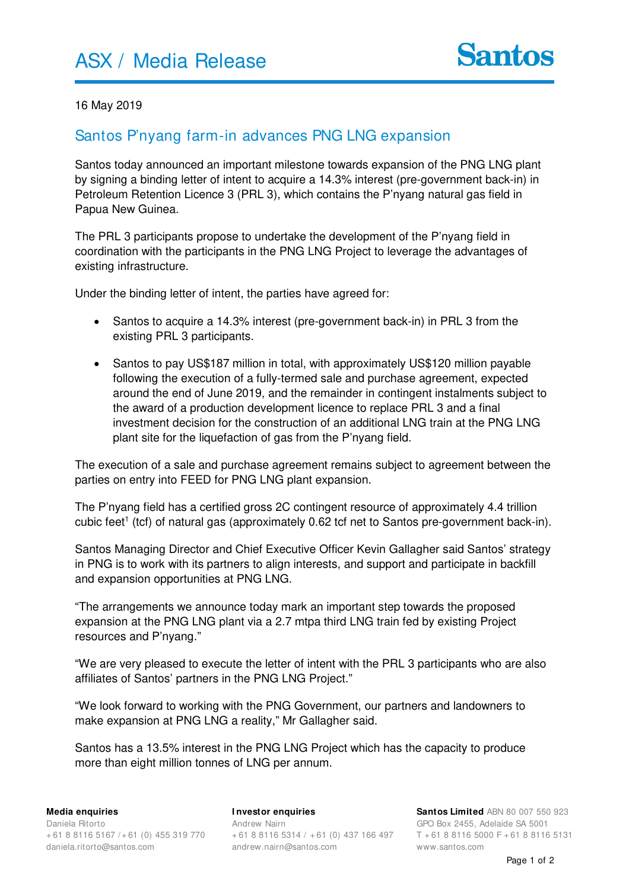# ASX / Media Release

Santos

16 May 2019

## Santos P'nyang farm-in advances PNG LNG expansion

Santos today announced an important milestone towards expansion of the PNG LNG plant by signing a binding letter of intent to acquire a 14.3% interest (pre-government back-in) in Petroleum Retention Licence 3 (PRL 3), which contains the P'nyang natural gas field in Papua New Guinea.

The PRL 3 participants propose to undertake the development of the P'nyang field in coordination with the participants in the PNG LNG Project to leverage the advantages of existing infrastructure.

Under the binding letter of intent, the parties have agreed for:

- Santos to acquire a 14.3% interest (pre-government back-in) in PRL 3 from the existing PRL 3 participants.
- Santos to pay US$187 million in total, with approximately US$120 million payable following the execution of a fully-termed sale and purchase agreement, expected around the end of June 2019, and the remainder in contingent instalments subject to the award of a production development licence to replace PRL 3 and a final investment decision for the construction of an additional LNG train at the PNG LNG plant site for the liquefaction of gas from the P'nyang field.

The execution of a sale and purchase agreement remains subject to agreement between the parties on entry into FEED for PNG LNG plant expansion.

The P'nyang field has a certified gross 2C contingent resource of approximately 4.4 trillion cubic feet[1] (tcf) of natural gas (approximately 0.62 tcf net to Santos pre-government back-in).

Santos Managing Director and Chief Executive Officer Kevin Gallagher said Santos' strategy in PNG is to work with its partners to align interests, and support and participate in backfill and expansion opportunities at PNG LNG.

"The arrangements we announce today mark an important step towards the proposed expansion at the PNG LNG plant via a 2.7 mtpa third LNG train fed by existing Project resources and P'nyang."

"We are very pleased to execute the letter of intent with the PRL 3 participants who are also affiliates of Santos' partners in the PNG LNG Project."

"We look forward to working with the PNG Government, our partners and landowners to make expansion at PNG LNG a reality," Mr Gallagher said.

Santos has a 13.5% interest in the PNG LNG Project which has the capacity to produce more than eight million tonnes of LNG per annum.

**Media enquiries**
Daniela Ritorto
+61 8 8116 5167 / +61 (0) 455 319 770
daniela.ritorto@santos.com

**Investor enquiries**
Andrew Nairn
+61 8 8116 5314 / +61 (0) 437 166 497
andrew.nairn@santos.com

**Santos Limited** ABN 80 007 550 923
GPO Box 2455, Adelaide SA 5001
T +61 8 8116 5000 F +61 8 8116 5131
www.santos.com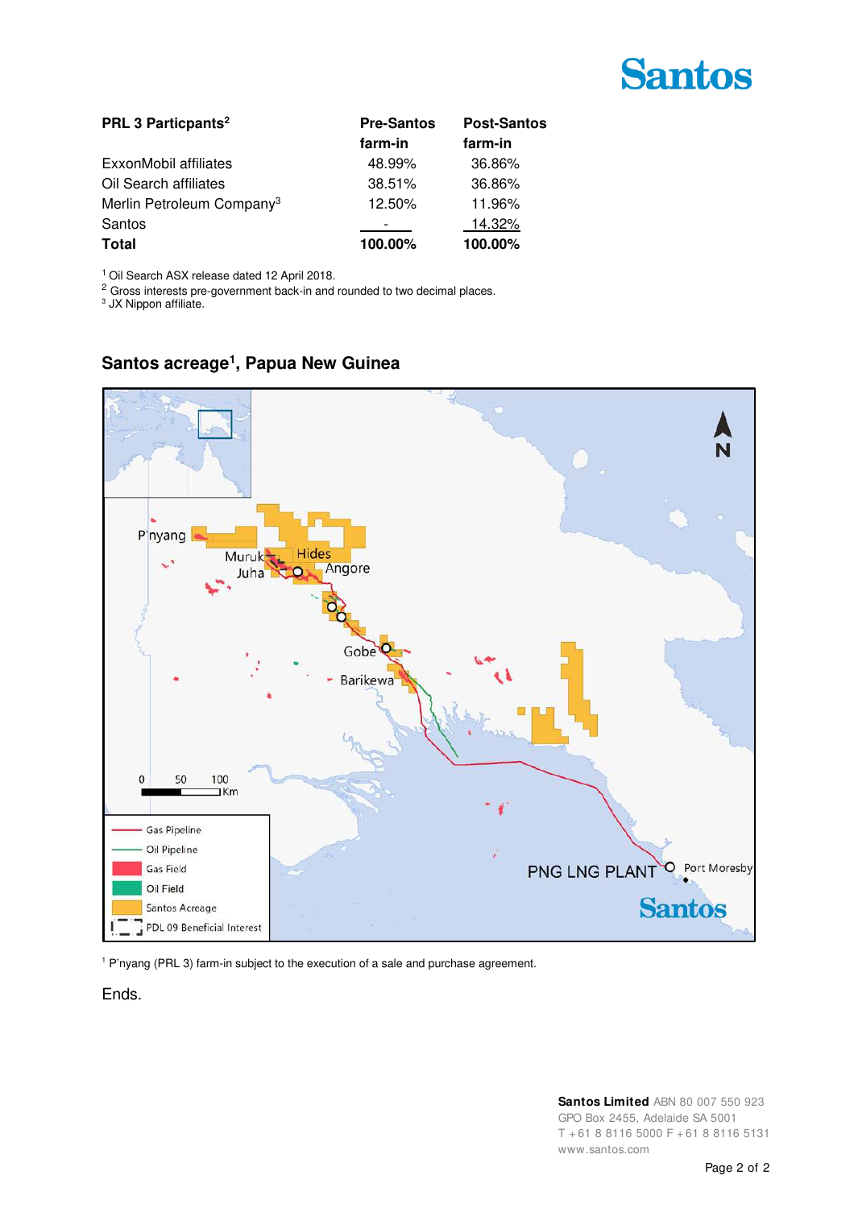| PRL 3 Particpants[2] | Pre-Santos farm-in | Post-Santos farm-in |
|---|---|---|
| ExxonMobil affiliates | 48.99% | 36.86% |
| Oil Search affiliates | 38.51% | 36.86% |
| Merlin Petroleum Company[3] | 12.50% | 11.96% |
| Santos | - | 14.32% |
| **Total** | **100.00%** | **100.00%** |

[1] Oil Search ASX release dated 12 April 2018.
[2] Gross interests pre-government back-in and rounded to two decimal places.
[3] JX Nippon affiliate.

## Santos acreage[1], Papua New Guinea

P'nyang
Muruk
Hides
Juha
Angore
Gobe
Barikewa
PNG LNG PLANT
Port Moresby
N
0 50 100 Km
Gas Pipeline
Oil Pipeline
Gas Field
Oil Field
Santos Acreage
PDL 09 Beneficial Interest
Santos

[1] P'nyang (PRL 3) farm-in subject to the execution of a sale and purchase agreement.

Ends.

**Santos Limited** ABN 80 007 550 923
GPO Box 2455, Adelaide SA 5001
T +61 8 8116 5000 F +61 8 8116 5131
www.santos.com